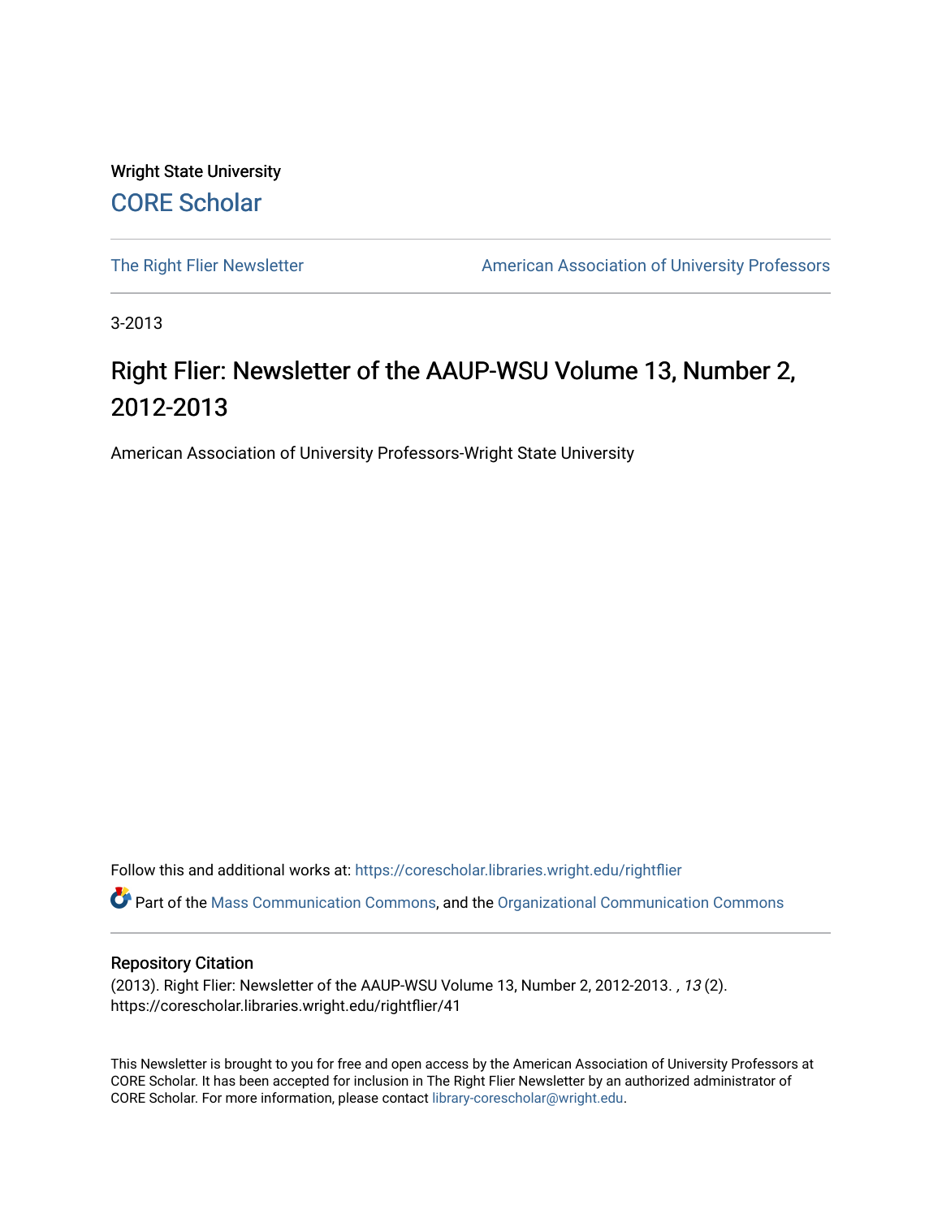Wright State University

CORE Scholar

The Right Flier Newsletter

American Association of University Professors

3-2013

# Right Flier: Newsletter of the AAUP-WSU Volume 13, Number 2, 2012-2013

American Association of University Professors-Wright State University

Follow this and additional works at: https://corescholar.libraries.wright.edu/rightflier

Part of the Mass Communication Commons, and the Organizational Communication Commons

## Repository Citation

(2013). Right Flier: Newsletter of the AAUP-WSU Volume 13, Number 2, 2012-2013. , *13* (2). https://corescholar.libraries.wright.edu/rightflier/41

This Newsletter is brought to you for free and open access by the American Association of University Professors at CORE Scholar. It has been accepted for inclusion in The Right Flier Newsletter by an authorized administrator of CORE Scholar. For more information, please contact library-corescholar@wright.edu.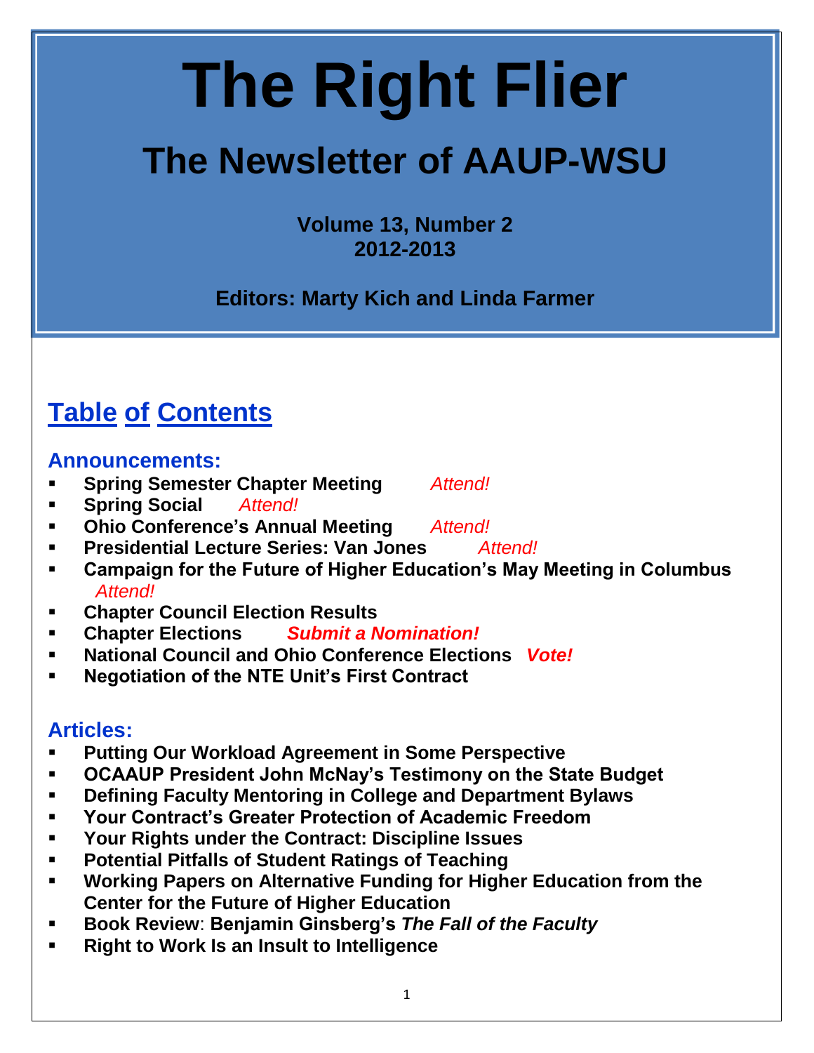# The Right Flier

## The Newsletter of AAUP-WSU

**Volume 13, Number 2**
**2012-2013**

**Editors: Marty Kich and Linda Farmer**

## Table of Contents

### Announcements:

- **Spring Semester Chapter Meeting** *Attend!*
- **Spring Social** *Attend!*
- **Ohio Conference's Annual Meeting** *Attend!*
- **Presidential Lecture Series: Van Jones** *Attend!*
- **Campaign for the Future of Higher Education's May Meeting in Columbus** *Attend!*
- **Chapter Council Election Results**
- **Chapter Elections** ***Submit a Nomination!***
- **National Council and Ohio Conference Elections** ***Vote!***
- **Negotiation of the NTE Unit's First Contract**

### Articles:

- **Putting Our Workload Agreement in Some Perspective**
- **OCAAUP President John McNay's Testimony on the State Budget**
- **Defining Faculty Mentoring in College and Department Bylaws**
- **Your Contract's Greater Protection of Academic Freedom**
- **Your Rights under the Contract: Discipline Issues**
- **Potential Pitfalls of Student Ratings of Teaching**
- **Working Papers on Alternative Funding for Higher Education from the Center for the Future of Higher Education**
- **Book Review**: **Benjamin Ginsberg's *The Fall of the Faculty***
- **Right to Work Is an Insult to Intelligence**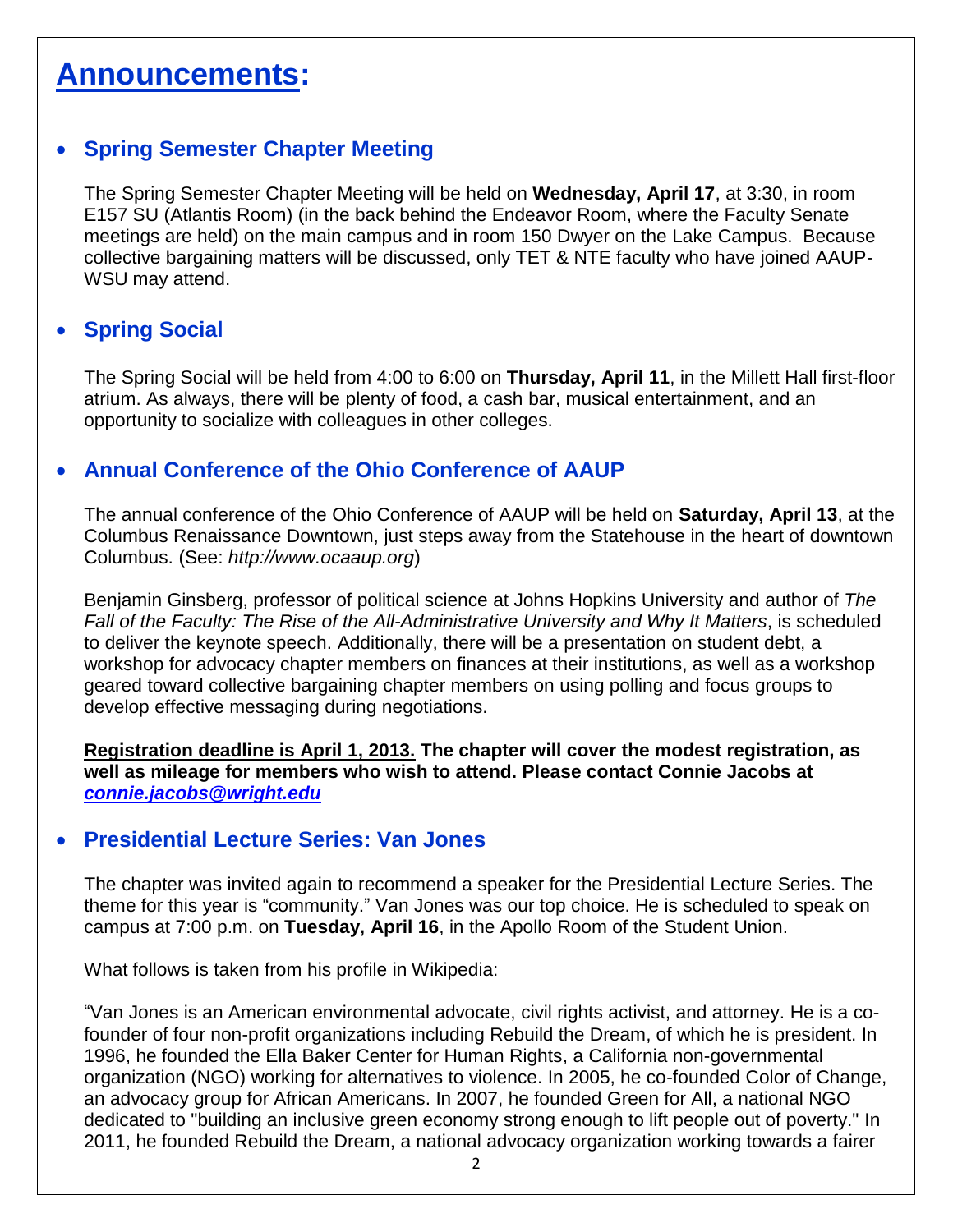# Announcements:

- ## Spring Semester Chapter Meeting

  The Spring Semester Chapter Meeting will be held on **Wednesday, April 17**, at 3:30, in room E157 SU (Atlantis Room) (in the back behind the Endeavor Room, where the Faculty Senate meetings are held) on the main campus and in room 150 Dwyer on the Lake Campus. Because collective bargaining matters will be discussed, only TET & NTE faculty who have joined AAUP-WSU may attend.

- ## Spring Social

  The Spring Social will be held from 4:00 to 6:00 on **Thursday, April 11**, in the Millett Hall first-floor atrium. As always, there will be plenty of food, a cash bar, musical entertainment, and an opportunity to socialize with colleagues in other colleges.

- ## Annual Conference of the Ohio Conference of AAUP

  The annual conference of the Ohio Conference of AAUP will be held on **Saturday, April 13**, at the Columbus Renaissance Downtown, just steps away from the Statehouse in the heart of downtown Columbus. (See: *http://www.ocaaup.org*)

  Benjamin Ginsberg, professor of political science at Johns Hopkins University and author of *The Fall of the Faculty: The Rise of the All-Administrative University and Why It Matters*, is scheduled to deliver the keynote speech. Additionally, there will be a presentation on student debt, a workshop for advocacy chapter members on finances at their institutions, as well as a workshop geared toward collective bargaining chapter members on using polling and focus groups to develop effective messaging during negotiations.

  **Registration deadline is April 1, 2013. The chapter will cover the modest registration, as well as mileage for members who wish to attend. Please contact Connie Jacobs at *connie.jacobs@wright.edu***

- ## Presidential Lecture Series: Van Jones

  The chapter was invited again to recommend a speaker for the Presidential Lecture Series. The theme for this year is "community." Van Jones was our top choice. He is scheduled to speak on campus at 7:00 p.m. on **Tuesday, April 16**, in the Apollo Room of the Student Union.

  What follows is taken from his profile in Wikipedia:

  "Van Jones is an American environmental advocate, civil rights activist, and attorney. He is a co-founder of four non-profit organizations including Rebuild the Dream, of which he is president. In 1996, he founded the Ella Baker Center for Human Rights, a California non-governmental organization (NGO) working for alternatives to violence. In 2005, he co-founded Color of Change, an advocacy group for African Americans. In 2007, he founded Green for All, a national NGO dedicated to "building an inclusive green economy strong enough to lift people out of poverty." In 2011, he founded Rebuild the Dream, a national advocacy organization working towards a fairer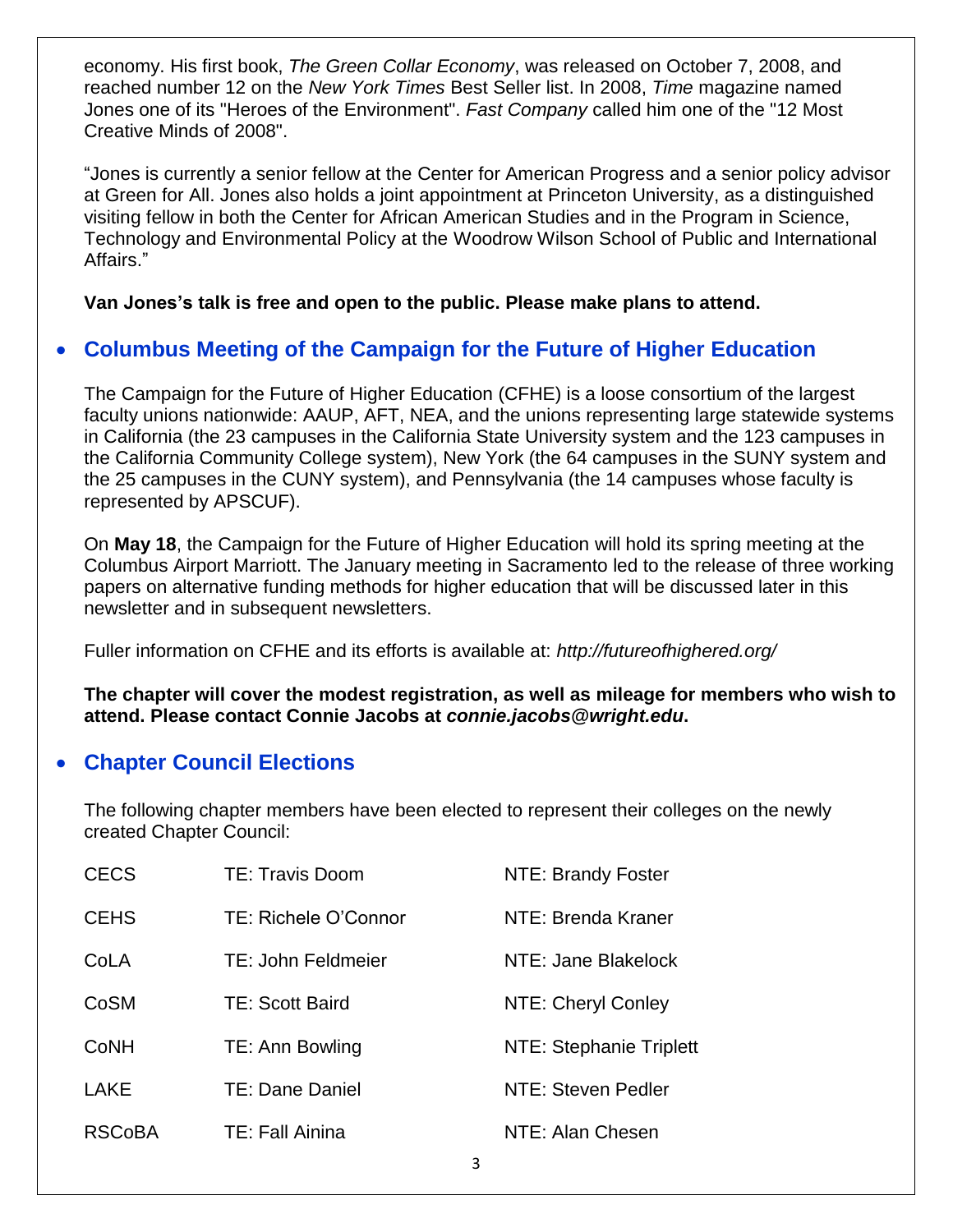economy. His first book, *The Green Collar Economy*, was released on October 7, 2008, and reached number 12 on the *New York Times* Best Seller list. In 2008, *Time* magazine named Jones one of its "Heroes of the Environment". *Fast Company* called him one of the "12 Most Creative Minds of 2008".

"Jones is currently a senior fellow at the Center for American Progress and a senior policy advisor at Green for All. Jones also holds a joint appointment at Princeton University, as a distinguished visiting fellow in both the Center for African American Studies and in the Program in Science, Technology and Environmental Policy at the Woodrow Wilson School of Public and International Affairs."

**Van Jones's talk is free and open to the public. Please make plans to attend.**

- ## Columbus Meeting of the Campaign for the Future of Higher Education

The Campaign for the Future of Higher Education (CFHE) is a loose consortium of the largest faculty unions nationwide: AAUP, AFT, NEA, and the unions representing large statewide systems in California (the 23 campuses in the California State University system and the 123 campuses in the California Community College system), New York (the 64 campuses in the SUNY system and the 25 campuses in the CUNY system), and Pennsylvania (the 14 campuses whose faculty is represented by APSCUF).

On **May 18**, the Campaign for the Future of Higher Education will hold its spring meeting at the Columbus Airport Marriott. The January meeting in Sacramento led to the release of three working papers on alternative funding methods for higher education that will be discussed later in this newsletter and in subsequent newsletters.

Fuller information on CFHE and its efforts is available at: *http://futureofhighered.org/*

**The chapter will cover the modest registration, as well as mileage for members who wish to attend. Please contact Connie Jacobs at *connie.jacobs@wright.edu*.**

- ## Chapter Council Elections

The following chapter members have been elected to represent their colleges on the newly created Chapter Council:

| | | |
|---|---|---|
| CECS | TE: Travis Doom | NTE: Brandy Foster |
| CEHS | TE: Richele O'Connor | NTE: Brenda Kraner |
| CoLA | TE: John Feldmeier | NTE: Jane Blakelock |
| CoSM | TE: Scott Baird | NTE: Cheryl Conley |
| CoNH | TE: Ann Bowling | NTE: Stephanie Triplett |
| LAKE | TE: Dane Daniel | NTE: Steven Pedler |
| RSCoBA | TE: Fall Ainina | NTE: Alan Chesen |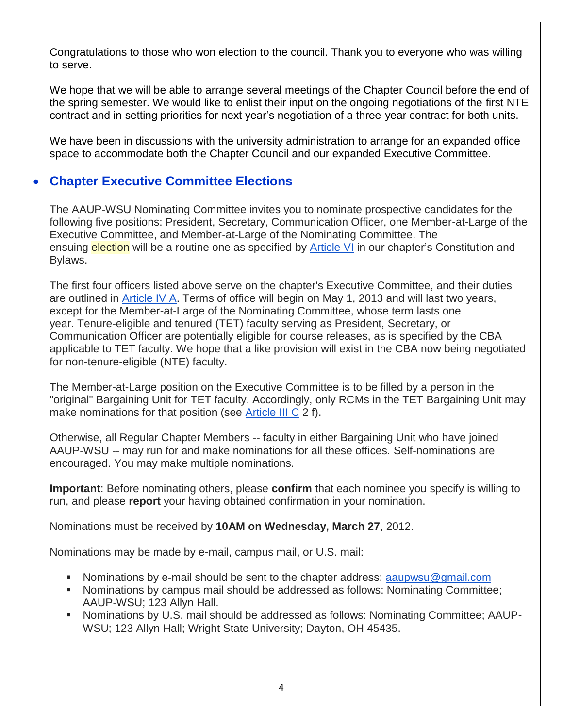Congratulations to those who won election to the council. Thank you to everyone who was willing to serve.

We hope that we will be able to arrange several meetings of the Chapter Council before the end of the spring semester. We would like to enlist their input on the ongoing negotiations of the first NTE contract and in setting priorities for next year's negotiation of a three-year contract for both units.

We have been in discussions with the university administration to arrange for an expanded office space to accommodate both the Chapter Council and our expanded Executive Committee.

- ## Chapter Executive Committee Elections

The AAUP-WSU Nominating Committee invites you to nominate prospective candidates for the following five positions: President, Secretary, Communication Officer, one Member-at-Large of the Executive Committee, and Member-at-Large of the Nominating Committee. The ensuing election will be a routine one as specified by Article VI in our chapter's Constitution and Bylaws.

The first four officers listed above serve on the chapter's Executive Committee, and their duties are outlined in Article IV A. Terms of office will begin on May 1, 2013 and will last two years, except for the Member-at-Large of the Nominating Committee, whose term lasts one year. Tenure-eligible and tenured (TET) faculty serving as President, Secretary, or Communication Officer are potentially eligible for course releases, as is specified by the CBA applicable to TET faculty. We hope that a like provision will exist in the CBA now being negotiated for non-tenure-eligible (NTE) faculty.

The Member-at-Large position on the Executive Committee is to be filled by a person in the "original" Bargaining Unit for TET faculty. Accordingly, only RCMs in the TET Bargaining Unit may make nominations for that position (see Article III C 2 f).

Otherwise, all Regular Chapter Members -- faculty in either Bargaining Unit who have joined AAUP-WSU -- may run for and make nominations for all these offices. Self-nominations are encouraged. You may make multiple nominations.

**Important**: Before nominating others, please **confirm** that each nominee you specify is willing to run, and please **report** your having obtained confirmation in your nomination.

Nominations must be received by **10AM on Wednesday, March 27**, 2012.

Nominations may be made by e-mail, campus mail, or U.S. mail:

- Nominations by e-mail should be sent to the chapter address: aaupwsu@gmail.com
- Nominations by campus mail should be addressed as follows: Nominating Committee; AAUP-WSU; 123 Allyn Hall.
- Nominations by U.S. mail should be addressed as follows: Nominating Committee; AAUP-WSU; 123 Allyn Hall; Wright State University; Dayton, OH 45435.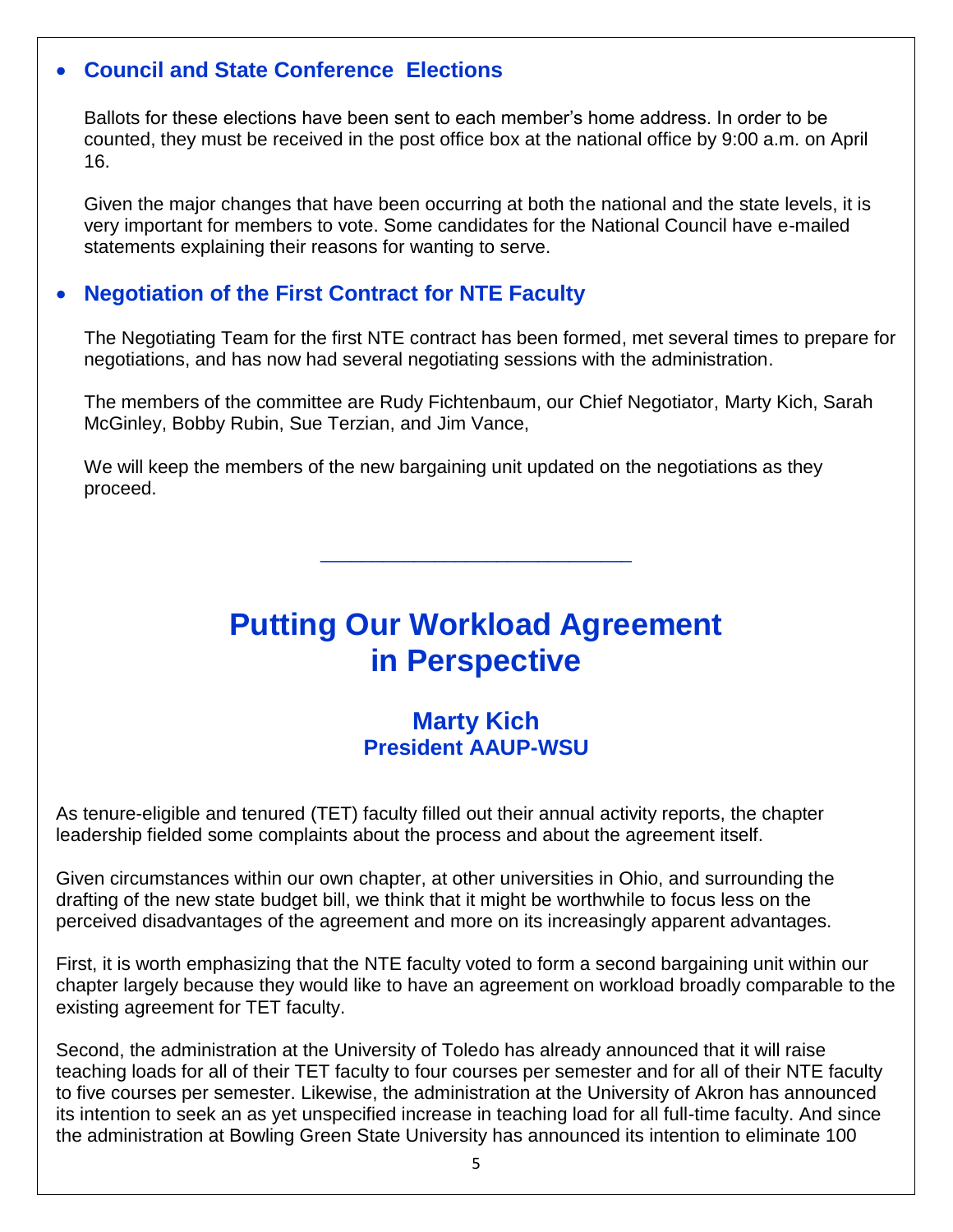- **Council and State Conference Elections**

  Ballots for these elections have been sent to each member's home address. In order to be counted, they must be received in the post office box at the national office by 9:00 a.m. on April 16.

  Given the major changes that have been occurring at both the national and the state levels, it is very important for members to vote. Some candidates for the National Council have e-mailed statements explaining their reasons for wanting to serve.

- **Negotiation of the First Contract for NTE Faculty**

  The Negotiating Team for the first NTE contract has been formed, met several times to prepare for negotiations, and has now had several negotiating sessions with the administration.

  The members of the committee are Rudy Fichtenbaum, our Chief Negotiator, Marty Kich, Sarah McGinley, Bobby Rubin, Sue Terzian, and Jim Vance,

  We will keep the members of the new bargaining unit updated on the negotiations as they proceed.

---

# Putting Our Workload Agreement in Perspective

### Marty Kich
**President AAUP-WSU**

As tenure-eligible and tenured (TET) faculty filled out their annual activity reports, the chapter leadership fielded some complaints about the process and about the agreement itself.

Given circumstances within our own chapter, at other universities in Ohio, and surrounding the drafting of the new state budget bill, we think that it might be worthwhile to focus less on the perceived disadvantages of the agreement and more on its increasingly apparent advantages.

First, it is worth emphasizing that the NTE faculty voted to form a second bargaining unit within our chapter largely because they would like to have an agreement on workload broadly comparable to the existing agreement for TET faculty.

Second, the administration at the University of Toledo has already announced that it will raise teaching loads for all of their TET faculty to four courses per semester and for all of their NTE faculty to five courses per semester. Likewise, the administration at the University of Akron has announced its intention to seek an as yet unspecified increase in teaching load for all full-time faculty. And since the administration at Bowling Green State University has announced its intention to eliminate 100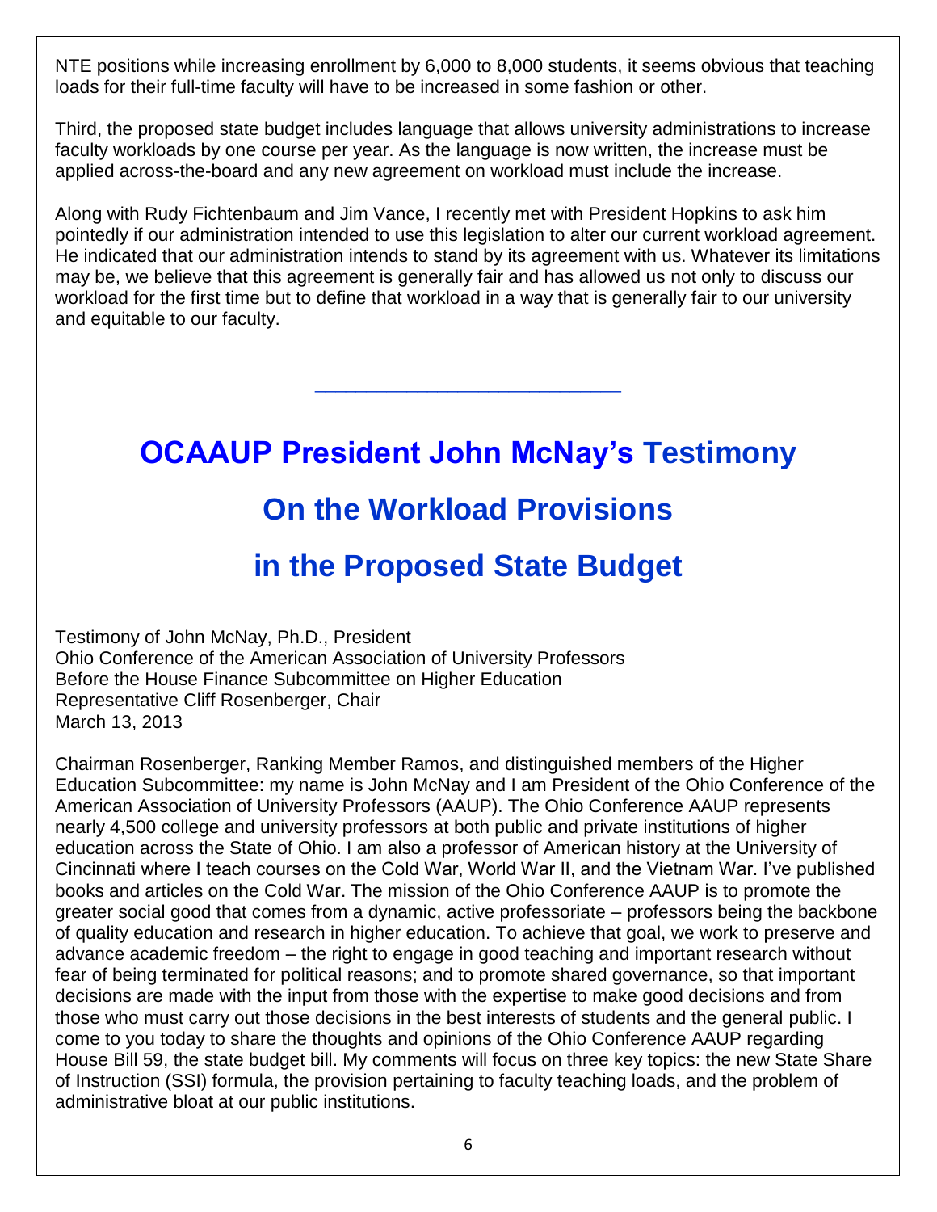NTE positions while increasing enrollment by 6,000 to 8,000 students, it seems obvious that teaching loads for their full-time faculty will have to be increased in some fashion or other.

Third, the proposed state budget includes language that allows university administrations to increase faculty workloads by one course per year. As the language is now written, the increase must be applied across-the-board and any new agreement on workload must include the increase.

Along with Rudy Fichtenbaum and Jim Vance, I recently met with President Hopkins to ask him pointedly if our administration intended to use this legislation to alter our current workload agreement. He indicated that our administration intends to stand by its agreement with us. Whatever its limitations may be, we believe that this agreement is generally fair and has allowed us not only to discuss our workload for the first time but to define that workload in a way that is generally fair to our university and equitable to our faculty.

---

# OCAAUP President John McNay's Testimony On the Workload Provisions in the Proposed State Budget

Testimony of John McNay, Ph.D., President
Ohio Conference of the American Association of University Professors
Before the House Finance Subcommittee on Higher Education
Representative Cliff Rosenberger, Chair
March 13, 2013

Chairman Rosenberger, Ranking Member Ramos, and distinguished members of the Higher Education Subcommittee: my name is John McNay and I am President of the Ohio Conference of the American Association of University Professors (AAUP). The Ohio Conference AAUP represents nearly 4,500 college and university professors at both public and private institutions of higher education across the State of Ohio. I am also a professor of American history at the University of Cincinnati where I teach courses on the Cold War, World War II, and the Vietnam War. I've published books and articles on the Cold War. The mission of the Ohio Conference AAUP is to promote the greater social good that comes from a dynamic, active professoriate – professors being the backbone of quality education and research in higher education. To achieve that goal, we work to preserve and advance academic freedom – the right to engage in good teaching and important research without fear of being terminated for political reasons; and to promote shared governance, so that important decisions are made with the input from those with the expertise to make good decisions and from those who must carry out those decisions in the best interests of students and the general public. I come to you today to share the thoughts and opinions of the Ohio Conference AAUP regarding House Bill 59, the state budget bill. My comments will focus on three key topics: the new State Share of Instruction (SSI) formula, the provision pertaining to faculty teaching loads, and the problem of administrative bloat at our public institutions.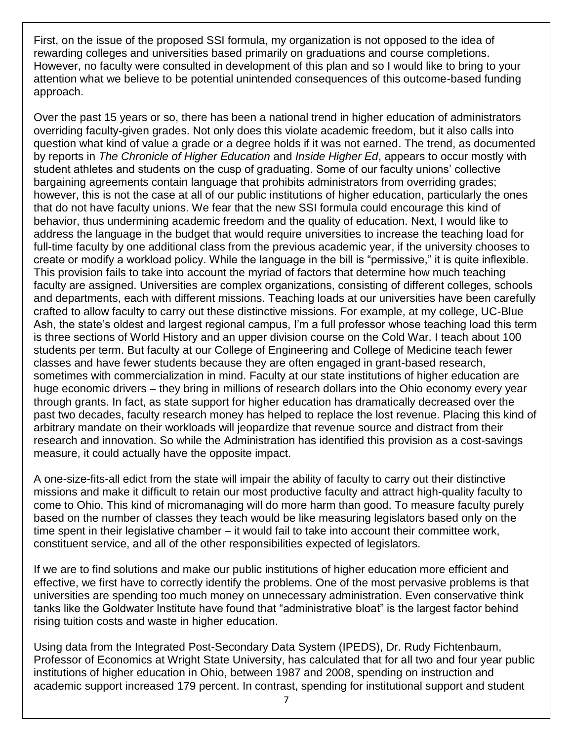First, on the issue of the proposed SSI formula, my organization is not opposed to the idea of rewarding colleges and universities based primarily on graduations and course completions. However, no faculty were consulted in development of this plan and so I would like to bring to your attention what we believe to be potential unintended consequences of this outcome-based funding approach.

Over the past 15 years or so, there has been a national trend in higher education of administrators overriding faculty-given grades. Not only does this violate academic freedom, but it also calls into question what kind of value a grade or a degree holds if it was not earned. The trend, as documented by reports in *The Chronicle of Higher Education* and *Inside Higher Ed*, appears to occur mostly with student athletes and students on the cusp of graduating. Some of our faculty unions' collective bargaining agreements contain language that prohibits administrators from overriding grades; however, this is not the case at all of our public institutions of higher education, particularly the ones that do not have faculty unions. We fear that the new SSI formula could encourage this kind of behavior, thus undermining academic freedom and the quality of education. Next, I would like to address the language in the budget that would require universities to increase the teaching load for full-time faculty by one additional class from the previous academic year, if the university chooses to create or modify a workload policy. While the language in the bill is "permissive," it is quite inflexible. This provision fails to take into account the myriad of factors that determine how much teaching faculty are assigned. Universities are complex organizations, consisting of different colleges, schools and departments, each with different missions. Teaching loads at our universities have been carefully crafted to allow faculty to carry out these distinctive missions. For example, at my college, UC-Blue Ash, the state's oldest and largest regional campus, I'm a full professor whose teaching load this term is three sections of World History and an upper division course on the Cold War. I teach about 100 students per term. But faculty at our College of Engineering and College of Medicine teach fewer classes and have fewer students because they are often engaged in grant-based research, sometimes with commercialization in mind. Faculty at our state institutions of higher education are huge economic drivers – they bring in millions of research dollars into the Ohio economy every year through grants. In fact, as state support for higher education has dramatically decreased over the past two decades, faculty research money has helped to replace the lost revenue. Placing this kind of arbitrary mandate on their workloads will jeopardize that revenue source and distract from their research and innovation. So while the Administration has identified this provision as a cost-savings measure, it could actually have the opposite impact.

A one-size-fits-all edict from the state will impair the ability of faculty to carry out their distinctive missions and make it difficult to retain our most productive faculty and attract high-quality faculty to come to Ohio. This kind of micromanaging will do more harm than good. To measure faculty purely based on the number of classes they teach would be like measuring legislators based only on the time spent in their legislative chamber – it would fail to take into account their committee work, constituent service, and all of the other responsibilities expected of legislators.

If we are to find solutions and make our public institutions of higher education more efficient and effective, we first have to correctly identify the problems. One of the most pervasive problems is that universities are spending too much money on unnecessary administration. Even conservative think tanks like the Goldwater Institute have found that "administrative bloat" is the largest factor behind rising tuition costs and waste in higher education.

Using data from the Integrated Post-Secondary Data System (IPEDS), Dr. Rudy Fichtenbaum, Professor of Economics at Wright State University, has calculated that for all two and four year public institutions of higher education in Ohio, between 1987 and 2008, spending on instruction and academic support increased 179 percent. In contrast, spending for institutional support and student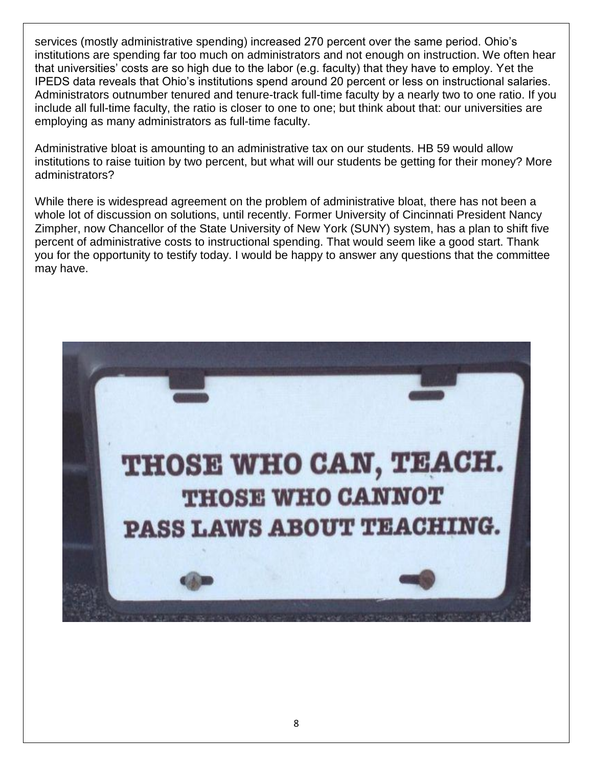services (mostly administrative spending) increased 270 percent over the same period. Ohio's institutions are spending far too much on administrators and not enough on instruction. We often hear that universities' costs are so high due to the labor (e.g. faculty) that they have to employ. Yet the IPEDS data reveals that Ohio's institutions spend around 20 percent or less on instructional salaries. Administrators outnumber tenured and tenure-track full-time faculty by a nearly two to one ratio. If you include all full-time faculty, the ratio is closer to one to one; but think about that: our universities are employing as many administrators as full-time faculty.

Administrative bloat is amounting to an administrative tax on our students. HB 59 would allow institutions to raise tuition by two percent, but what will our students be getting for their money? More administrators?

While there is widespread agreement on the problem of administrative bloat, there has not been a whole lot of discussion on solutions, until recently. Former University of Cincinnati President Nancy Zimpher, now Chancellor of the State University of New York (SUNY) system, has a plan to shift five percent of administrative costs to instructional spending. That would seem like a good start. Thank you for the opportunity to testify today. I would be happy to answer any questions that the committee may have.

THOSE WHO CAN, TEACH.
THOSE WHO CANNOT
PASS LAWS ABOUT TEACHING.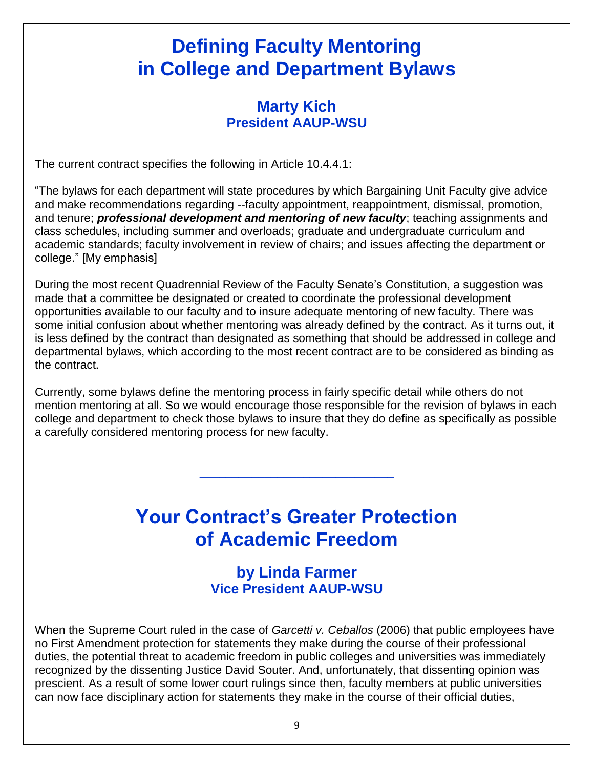# Defining Faculty Mentoring in College and Department Bylaws

### Marty Kich
**President AAUP-WSU**

The current contract specifies the following in Article 10.4.4.1:

"The bylaws for each department will state procedures by which Bargaining Unit Faculty give advice and make recommendations regarding --faculty appointment, reappointment, dismissal, promotion, and tenure; ***professional development and mentoring of new faculty***; teaching assignments and class schedules, including summer and overloads; graduate and undergraduate curriculum and academic standards; faculty involvement in review of chairs; and issues affecting the department or college." [My emphasis]

During the most recent Quadrennial Review of the Faculty Senate's Constitution, a suggestion was made that a committee be designated or created to coordinate the professional development opportunities available to our faculty and to insure adequate mentoring of new faculty. There was some initial confusion about whether mentoring was already defined by the contract. As it turns out, it is less defined by the contract than designated as something that should be addressed in college and departmental bylaws, which according to the most recent contract are to be considered as binding as the contract.

Currently, some bylaws define the mentoring process in fairly specific detail while others do not mention mentoring at all. So we would encourage those responsible for the revision of bylaws in each college and department to check those bylaws to insure that they do define as specifically as possible a carefully considered mentoring process for new faculty.

---

# Your Contract's Greater Protection of Academic Freedom

### by Linda Farmer
**Vice President AAUP-WSU**

When the Supreme Court ruled in the case of *Garcetti v. Ceballos* (2006) that public employees have no First Amendment protection for statements they make during the course of their professional duties, the potential threat to academic freedom in public colleges and universities was immediately recognized by the dissenting Justice David Souter. And, unfortunately, that dissenting opinion was prescient. As a result of some lower court rulings since then, faculty members at public universities can now face disciplinary action for statements they make in the course of their official duties,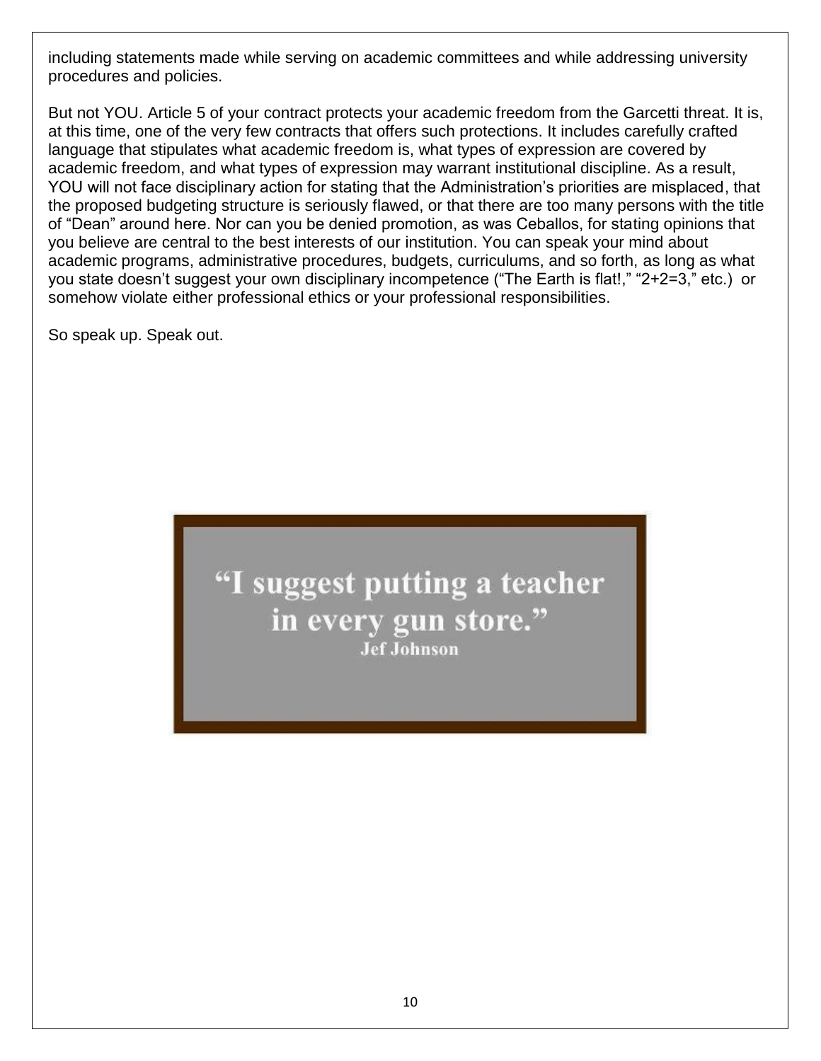including statements made while serving on academic committees and while addressing university procedures and policies.

But not YOU. Article 5 of your contract protects your academic freedom from the Garcetti threat. It is, at this time, one of the very few contracts that offers such protections. It includes carefully crafted language that stipulates what academic freedom is, what types of expression are covered by academic freedom, and what types of expression may warrant institutional discipline. As a result, YOU will not face disciplinary action for stating that the Administration's priorities are misplaced, that the proposed budgeting structure is seriously flawed, or that there are too many persons with the title of "Dean" around here. Nor can you be denied promotion, as was Ceballos, for stating opinions that you believe are central to the best interests of our institution. You can speak your mind about academic programs, administrative procedures, budgets, curriculums, and so forth, as long as what you state doesn't suggest your own disciplinary incompetence ("The Earth is flat!," "2+2=3," etc.) or somehow violate either professional ethics or your professional responsibilities.

So speak up. Speak out.

**"I suggest putting a teacher in every gun store."**
**Jef Johnson**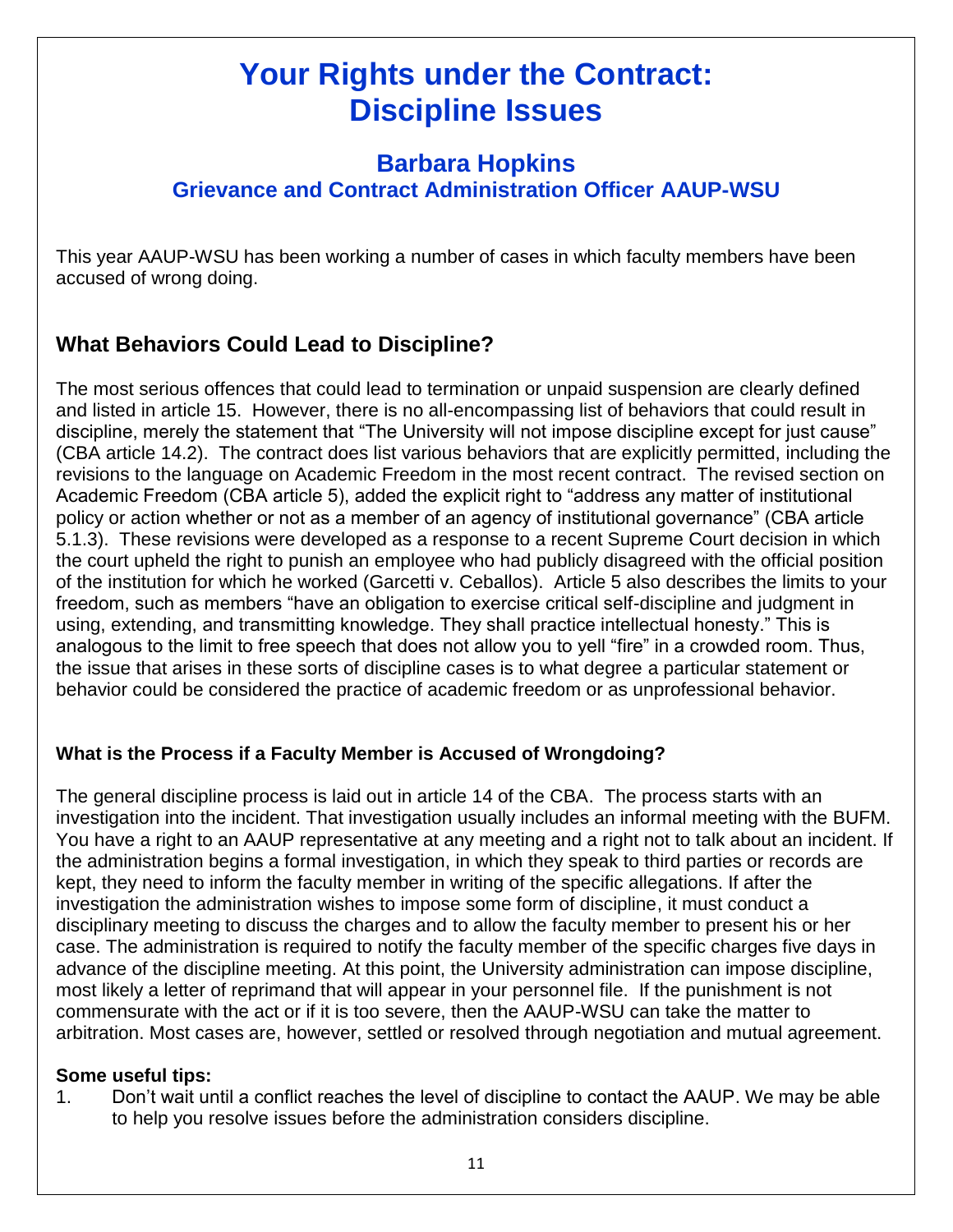# Your Rights under the Contract: Discipline Issues

## Barbara Hopkins

### Grievance and Contract Administration Officer AAUP-WSU

This year AAUP-WSU has been working a number of cases in which faculty members have been accused of wrong doing.

## What Behaviors Could Lead to Discipline?

The most serious offences that could lead to termination or unpaid suspension are clearly defined and listed in article 15. However, there is no all-encompassing list of behaviors that could result in discipline, merely the statement that "The University will not impose discipline except for just cause" (CBA article 14.2). The contract does list various behaviors that are explicitly permitted, including the revisions to the language on Academic Freedom in the most recent contract. The revised section on Academic Freedom (CBA article 5), added the explicit right to "address any matter of institutional policy or action whether or not as a member of an agency of institutional governance" (CBA article 5.1.3). These revisions were developed as a response to a recent Supreme Court decision in which the court upheld the right to punish an employee who had publicly disagreed with the official position of the institution for which he worked (Garcetti v. Ceballos). Article 5 also describes the limits to your freedom, such as members "have an obligation to exercise critical self-discipline and judgment in using, extending, and transmitting knowledge. They shall practice intellectual honesty." This is analogous to the limit to free speech that does not allow you to yell "fire" in a crowded room. Thus, the issue that arises in these sorts of discipline cases is to what degree a particular statement or behavior could be considered the practice of academic freedom or as unprofessional behavior.

### What is the Process if a Faculty Member is Accused of Wrongdoing?

The general discipline process is laid out in article 14 of the CBA. The process starts with an investigation into the incident. That investigation usually includes an informal meeting with the BUFM. You have a right to an AAUP representative at any meeting and a right not to talk about an incident. If the administration begins a formal investigation, in which they speak to third parties or records are kept, they need to inform the faculty member in writing of the specific allegations. If after the investigation the administration wishes to impose some form of discipline, it must conduct a disciplinary meeting to discuss the charges and to allow the faculty member to present his or her case. The administration is required to notify the faculty member of the specific charges five days in advance of the discipline meeting. At this point, the University administration can impose discipline, most likely a letter of reprimand that will appear in your personnel file. If the punishment is not commensurate with the act or if it is too severe, then the AAUP-WSU can take the matter to arbitration. Most cases are, however, settled or resolved through negotiation and mutual agreement.

**Some useful tips:**

1. Don't wait until a conflict reaches the level of discipline to contact the AAUP. We may be able to help you resolve issues before the administration considers discipline.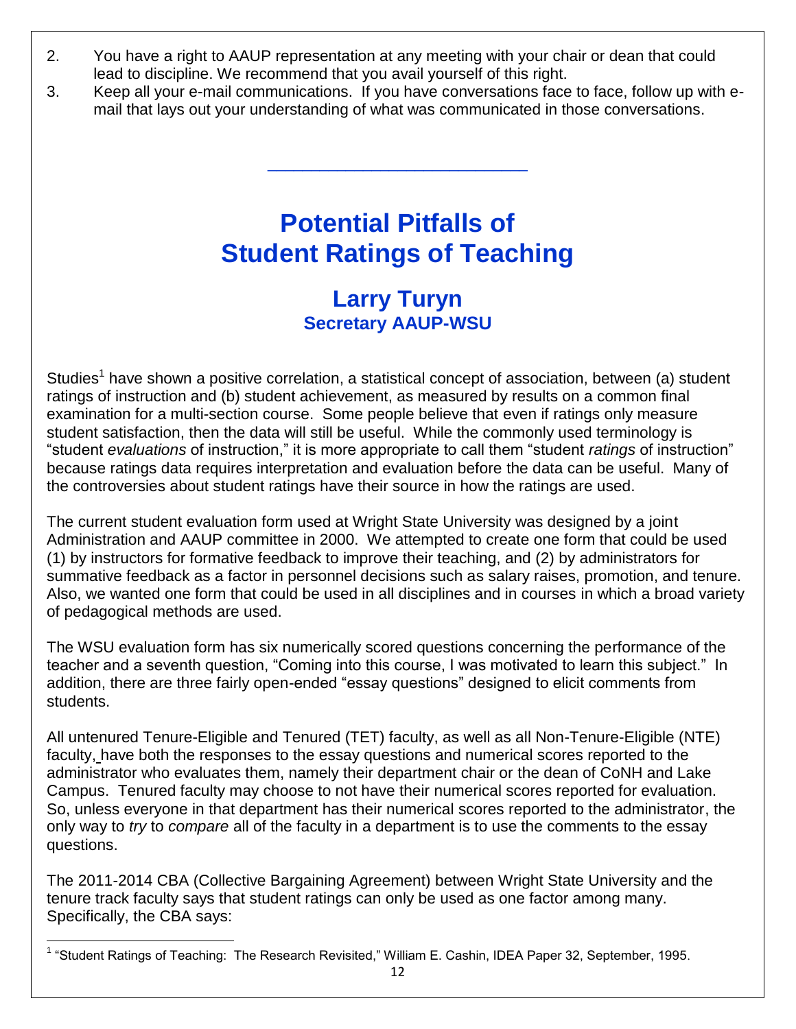2. You have a right to AAUP representation at any meeting with your chair or dean that could lead to discipline. We recommend that you avail yourself of this right.
3. Keep all your e-mail communications. If you have conversations face to face, follow up with e-mail that lays out your understanding of what was communicated in those conversations.

---

# Potential Pitfalls of Student Ratings of Teaching

## Larry Turyn
### Secretary AAUP-WSU

Studies[1] have shown a positive correlation, a statistical concept of association, between (a) student ratings of instruction and (b) student achievement, as measured by results on a common final examination for a multi-section course. Some people believe that even if ratings only measure student satisfaction, then the data will still be useful. While the commonly used terminology is "student *evaluations* of instruction," it is more appropriate to call them "student *ratings* of instruction" because ratings data requires interpretation and evaluation before the data can be useful. Many of the controversies about student ratings have their source in how the ratings are used.

The current student evaluation form used at Wright State University was designed by a joint Administration and AAUP committee in 2000. We attempted to create one form that could be used (1) by instructors for formative feedback to improve their teaching, and (2) by administrators for summative feedback as a factor in personnel decisions such as salary raises, promotion, and tenure. Also, we wanted one form that could be used in all disciplines and in courses in which a broad variety of pedagogical methods are used.

The WSU evaluation form has six numerically scored questions concerning the performance of the teacher and a seventh question, "Coming into this course, I was motivated to learn this subject." In addition, there are three fairly open-ended "essay questions" designed to elicit comments from students.

All untenured Tenure-Eligible and Tenured (TET) faculty, as well as all Non-Tenure-Eligible (NTE) faculty, have both the responses to the essay questions and numerical scores reported to the administrator who evaluates them, namely their department chair or the dean of CoNH and Lake Campus. Tenured faculty may choose to not have their numerical scores reported for evaluation. So, unless everyone in that department has their numerical scores reported to the administrator, the only way to *try* to *compare* all of the faculty in a department is to use the comments to the essay questions.

The 2011-2014 CBA (Collective Bargaining Agreement) between Wright State University and the tenure track faculty says that student ratings can only be used as one factor among many. Specifically, the CBA says:

[1] "Student Ratings of Teaching: The Research Revisited," William E. Cashin, IDEA Paper 32, September, 1995.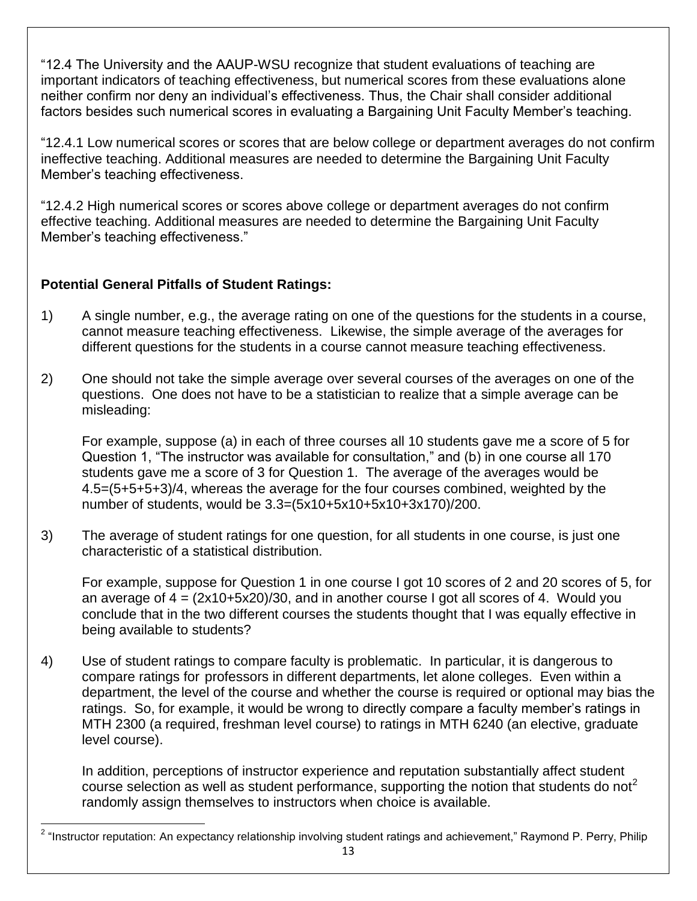"12.4 The University and the AAUP-WSU recognize that student evaluations of teaching are important indicators of teaching effectiveness, but numerical scores from these evaluations alone neither confirm nor deny an individual's effectiveness. Thus, the Chair shall consider additional factors besides such numerical scores in evaluating a Bargaining Unit Faculty Member's teaching.

"12.4.1 Low numerical scores or scores that are below college or department averages do not confirm ineffective teaching. Additional measures are needed to determine the Bargaining Unit Faculty Member's teaching effectiveness.

"12.4.2 High numerical scores or scores above college or department averages do not confirm effective teaching. Additional measures are needed to determine the Bargaining Unit Faculty Member's teaching effectiveness."

**Potential General Pitfalls of Student Ratings:**

1) A single number, e.g., the average rating on one of the questions for the students in a course, cannot measure teaching effectiveness. Likewise, the simple average of the averages for different questions for the students in a course cannot measure teaching effectiveness.

2) One should not take the simple average over several courses of the averages on one of the questions. One does not have to be a statistician to realize that a simple average can be misleading:

   For example, suppose (a) in each of three courses all 10 students gave me a score of 5 for Question 1, "The instructor was available for consultation," and (b) in one course all 170 students gave me a score of 3 for Question 1. The average of the averages would be 4.5=(5+5+5+3)/4, whereas the average for the four courses combined, weighted by the number of students, would be 3.3=(5x10+5x10+5x10+3x170)/200.

3) The average of student ratings for one question, for all students in one course, is just one characteristic of a statistical distribution.

   For example, suppose for Question 1 in one course I got 10 scores of 2 and 20 scores of 5, for an average of 4 = (2x10+5x20)/30, and in another course I got all scores of 4. Would you conclude that in the two different courses the students thought that I was equally effective in being available to students?

4) Use of student ratings to compare faculty is problematic. In particular, it is dangerous to compare ratings for professors in different departments, let alone colleges. Even within a department, the level of the course and whether the course is required or optional may bias the ratings. So, for example, it would be wrong to directly compare a faculty member's ratings in MTH 2300 (a required, freshman level course) to ratings in MTH 6240 (an elective, graduate level course).

   In addition, perceptions of instructor experience and reputation substantially affect student course selection as well as student performance, supporting the notion that students do not[2] randomly assign themselves to instructors when choice is available.

[2] "Instructor reputation: An expectancy relationship involving student ratings and achievement," Raymond P. Perry, Philip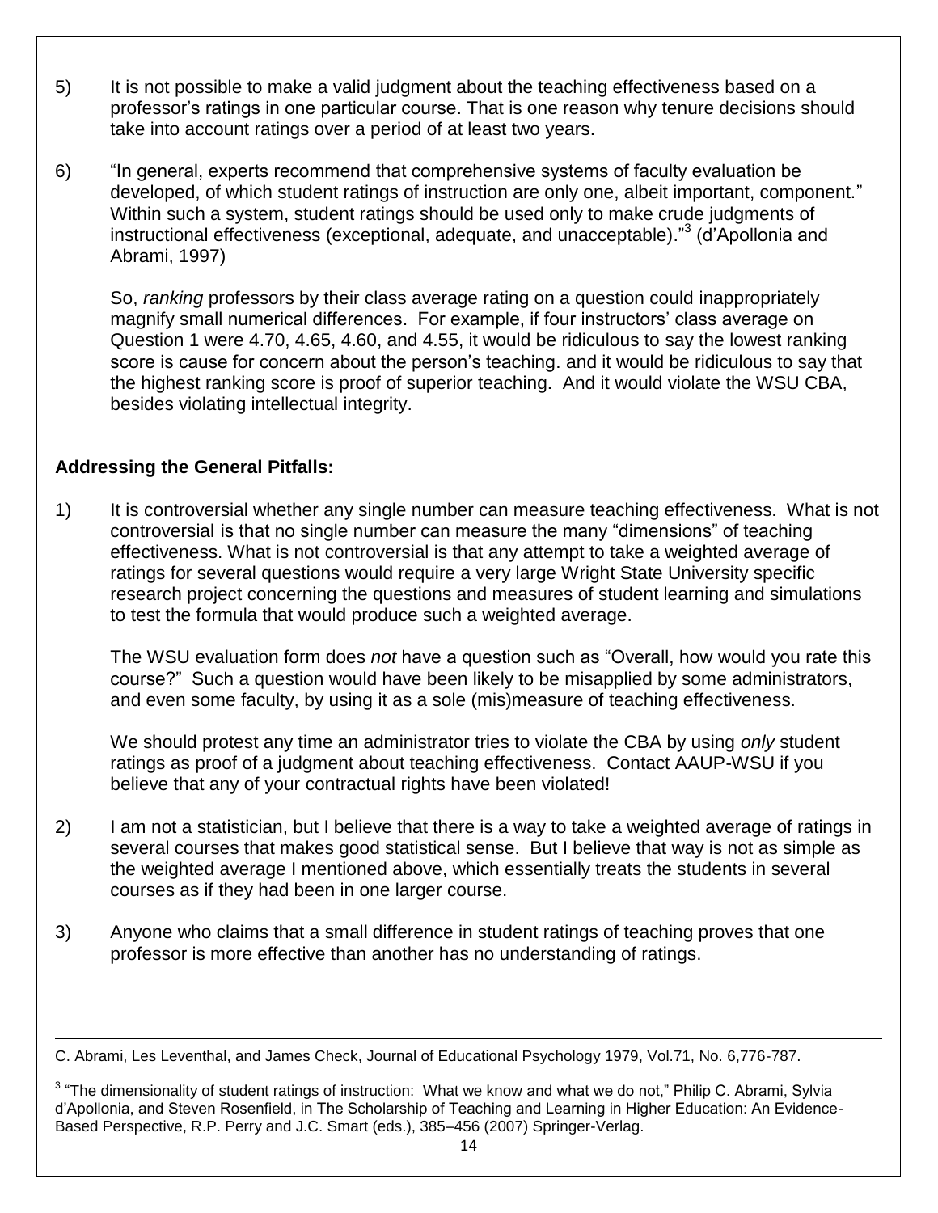5) It is not possible to make a valid judgment about the teaching effectiveness based on a professor's ratings in one particular course. That is one reason why tenure decisions should take into account ratings over a period of at least two years.

6) "In general, experts recommend that comprehensive systems of faculty evaluation be developed, of which student ratings of instruction are only one, albeit important, component." Within such a system, student ratings should be used only to make crude judgments of instructional effectiveness (exceptional, adequate, and unacceptable)."[3] (d'Apollonia and Abrami, 1997)

   So, *ranking* professors by their class average rating on a question could inappropriately magnify small numerical differences. For example, if four instructors' class average on Question 1 were 4.70, 4.65, 4.60, and 4.55, it would be ridiculous to say the lowest ranking score is cause for concern about the person's teaching. and it would be ridiculous to say that the highest ranking score is proof of superior teaching. And it would violate the WSU CBA, besides violating intellectual integrity.

**Addressing the General Pitfalls:**

1) It is controversial whether any single number can measure teaching effectiveness. What is not controversial is that no single number can measure the many "dimensions" of teaching effectiveness. What is not controversial is that any attempt to take a weighted average of ratings for several questions would require a very large Wright State University specific research project concerning the questions and measures of student learning and simulations to test the formula that would produce such a weighted average.

   The WSU evaluation form does *not* have a question such as "Overall, how would you rate this course?" Such a question would have been likely to be misapplied by some administrators, and even some faculty, by using it as a sole (mis)measure of teaching effectiveness.

   We should protest any time an administrator tries to violate the CBA by using *only* student ratings as proof of a judgment about teaching effectiveness. Contact AAUP-WSU if you believe that any of your contractual rights have been violated!

2) I am not a statistician, but I believe that there is a way to take a weighted average of ratings in several courses that makes good statistical sense. But I believe that way is not as simple as the weighted average I mentioned above, which essentially treats the students in several courses as if they had been in one larger course.

3) Anyone who claims that a small difference in student ratings of teaching proves that one professor is more effective than another has no understanding of ratings.

---

C. Abrami, Les Leventhal, and James Check, Journal of Educational Psychology 1979, Vol.71, No. 6,776-787.

[3] "The dimensionality of student ratings of instruction: What we know and what we do not," Philip C. Abrami, Sylvia d'Apollonia, and Steven Rosenfield, in The Scholarship of Teaching and Learning in Higher Education: An Evidence-Based Perspective, R.P. Perry and J.C. Smart (eds.), 385–456 (2007) Springer-Verlag.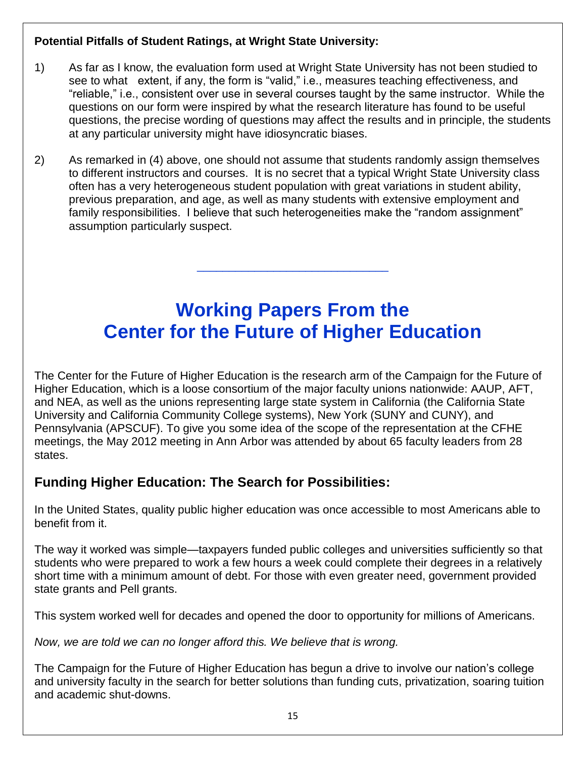**Potential Pitfalls of Student Ratings, at Wright State University:**

1) As far as I know, the evaluation form used at Wright State University has not been studied to see to what extent, if any, the form is "valid," i.e., measures teaching effectiveness, and "reliable," i.e., consistent over use in several courses taught by the same instructor. While the questions on our form were inspired by what the research literature has found to be useful questions, the precise wording of questions may affect the results and in principle, the students at any particular university might have idiosyncratic biases.

2) As remarked in (4) above, one should not assume that students randomly assign themselves to different instructors and courses. It is no secret that a typical Wright State University class often has a very heterogeneous student population with great variations in student ability, previous preparation, and age, as well as many students with extensive employment and family responsibilities. I believe that such heterogeneities make the "random assignment" assumption particularly suspect.

---

# Working Papers From the Center for the Future of Higher Education

The Center for the Future of Higher Education is the research arm of the Campaign for the Future of Higher Education, which is a loose consortium of the major faculty unions nationwide: AAUP, AFT, and NEA, as well as the unions representing large state system in California (the California State University and California Community College systems), New York (SUNY and CUNY), and Pennsylvania (APSCUF). To give you some idea of the scope of the representation at the CFHE meetings, the May 2012 meeting in Ann Arbor was attended by about 65 faculty leaders from 28 states.

## Funding Higher Education: The Search for Possibilities:

In the United States, quality public higher education was once accessible to most Americans able to benefit from it.

The way it worked was simple—taxpayers funded public colleges and universities sufficiently so that students who were prepared to work a few hours a week could complete their degrees in a relatively short time with a minimum amount of debt. For those with even greater need, government provided state grants and Pell grants.

This system worked well for decades and opened the door to opportunity for millions of Americans.

*Now, we are told we can no longer afford this. We believe that is wrong.*

The Campaign for the Future of Higher Education has begun a drive to involve our nation's college and university faculty in the search for better solutions than funding cuts, privatization, soaring tuition and academic shut-downs.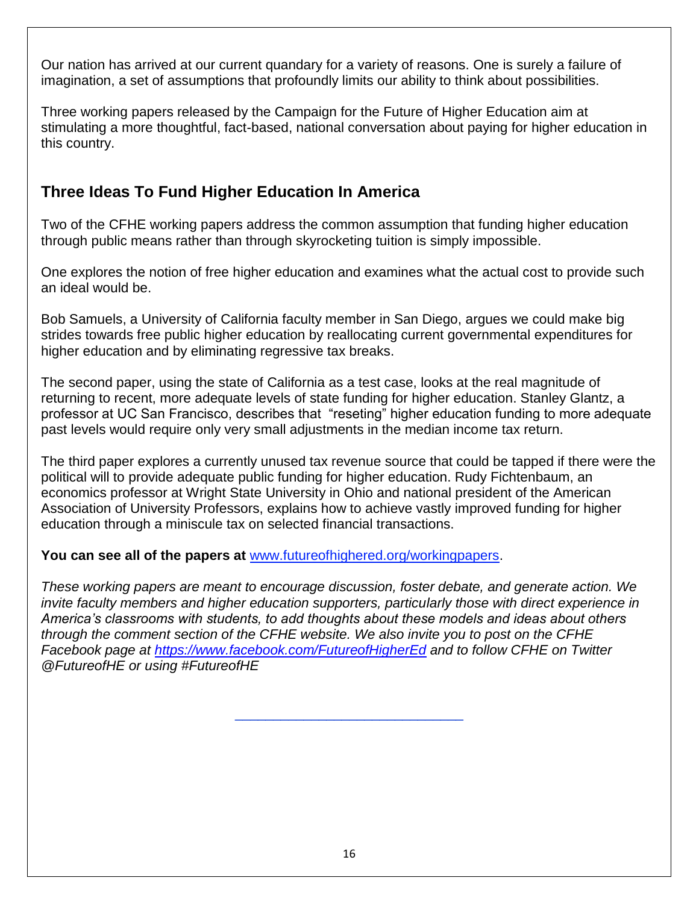Our nation has arrived at our current quandary for a variety of reasons. One is surely a failure of imagination, a set of assumptions that profoundly limits our ability to think about possibilities.

Three working papers released by the Campaign for the Future of Higher Education aim at stimulating a more thoughtful, fact-based, national conversation about paying for higher education in this country.

## Three Ideas To Fund Higher Education In America

Two of the CFHE working papers address the common assumption that funding higher education through public means rather than through skyrocketing tuition is simply impossible.

One explores the notion of free higher education and examines what the actual cost to provide such an ideal would be.

Bob Samuels, a University of California faculty member in San Diego, argues we could make big strides towards free public higher education by reallocating current governmental expenditures for higher education and by eliminating regressive tax breaks.

The second paper, using the state of California as a test case, looks at the real magnitude of returning to recent, more adequate levels of state funding for higher education. Stanley Glantz, a professor at UC San Francisco, describes that "reseting" higher education funding to more adequate past levels would require only very small adjustments in the median income tax return.

The third paper explores a currently unused tax revenue source that could be tapped if there were the political will to provide adequate public funding for higher education. Rudy Fichtenbaum, an economics professor at Wright State University in Ohio and national president of the American Association of University Professors, explains how to achieve vastly improved funding for higher education through a miniscule tax on selected financial transactions.

**You can see all of the papers at** [www.futureofhighered.org/workingpapers](http://www.futureofhighered.org/workingpapers).

*These working papers are meant to encourage discussion, foster debate, and generate action. We invite faculty members and higher education supporters, particularly those with direct experience in America's classrooms with students, to add thoughts about these models and ideas about others through the comment section of the CFHE website. We also invite you to post on the CFHE Facebook page at [https://www.facebook.com/FutureofHigherEd](https://www.facebook.com/FutureofHigherEd) and to follow CFHE on Twitter @FutureofHE or using #FutureofHE*

---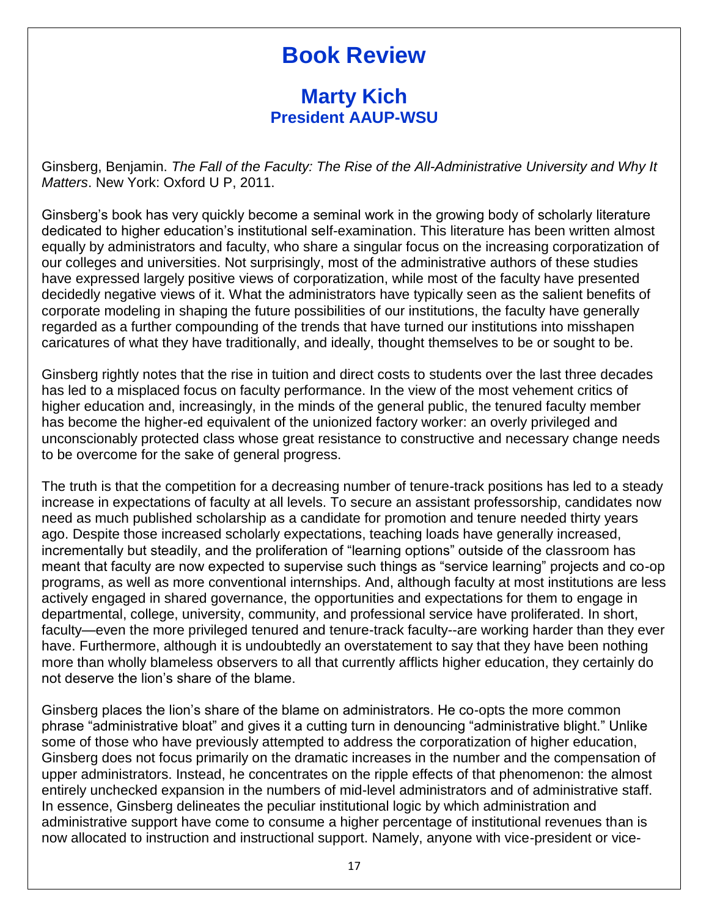# Book Review

## Marty Kich
### President AAUP-WSU

Ginsberg, Benjamin. *The Fall of the Faculty: The Rise of the All-Administrative University and Why It Matters*. New York: Oxford U P, 2011.

Ginsberg's book has very quickly become a seminal work in the growing body of scholarly literature dedicated to higher education's institutional self-examination. This literature has been written almost equally by administrators and faculty, who share a singular focus on the increasing corporatization of our colleges and universities. Not surprisingly, most of the administrative authors of these studies have expressed largely positive views of corporatization, while most of the faculty have presented decidedly negative views of it. What the administrators have typically seen as the salient benefits of corporate modeling in shaping the future possibilities of our institutions, the faculty have generally regarded as a further compounding of the trends that have turned our institutions into misshapen caricatures of what they have traditionally, and ideally, thought themselves to be or sought to be.

Ginsberg rightly notes that the rise in tuition and direct costs to students over the last three decades has led to a misplaced focus on faculty performance. In the view of the most vehement critics of higher education and, increasingly, in the minds of the general public, the tenured faculty member has become the higher-ed equivalent of the unionized factory worker: an overly privileged and unconscionably protected class whose great resistance to constructive and necessary change needs to be overcome for the sake of general progress.

The truth is that the competition for a decreasing number of tenure-track positions has led to a steady increase in expectations of faculty at all levels. To secure an assistant professorship, candidates now need as much published scholarship as a candidate for promotion and tenure needed thirty years ago. Despite those increased scholarly expectations, teaching loads have generally increased, incrementally but steadily, and the proliferation of "learning options" outside of the classroom has meant that faculty are now expected to supervise such things as "service learning" projects and co-op programs, as well as more conventional internships. And, although faculty at most institutions are less actively engaged in shared governance, the opportunities and expectations for them to engage in departmental, college, university, community, and professional service have proliferated. In short, faculty—even the more privileged tenured and tenure-track faculty--are working harder than they ever have. Furthermore, although it is undoubtedly an overstatement to say that they have been nothing more than wholly blameless observers to all that currently afflicts higher education, they certainly do not deserve the lion's share of the blame.

Ginsberg places the lion's share of the blame on administrators. He co-opts the more common phrase "administrative bloat" and gives it a cutting turn in denouncing "administrative blight." Unlike some of those who have previously attempted to address the corporatization of higher education, Ginsberg does not focus primarily on the dramatic increases in the number and the compensation of upper administrators. Instead, he concentrates on the ripple effects of that phenomenon: the almost entirely unchecked expansion in the numbers of mid-level administrators and of administrative staff. In essence, Ginsberg delineates the peculiar institutional logic by which administration and administrative support have come to consume a higher percentage of institutional revenues than is now allocated to instruction and instructional support. Namely, anyone with vice-president or vice-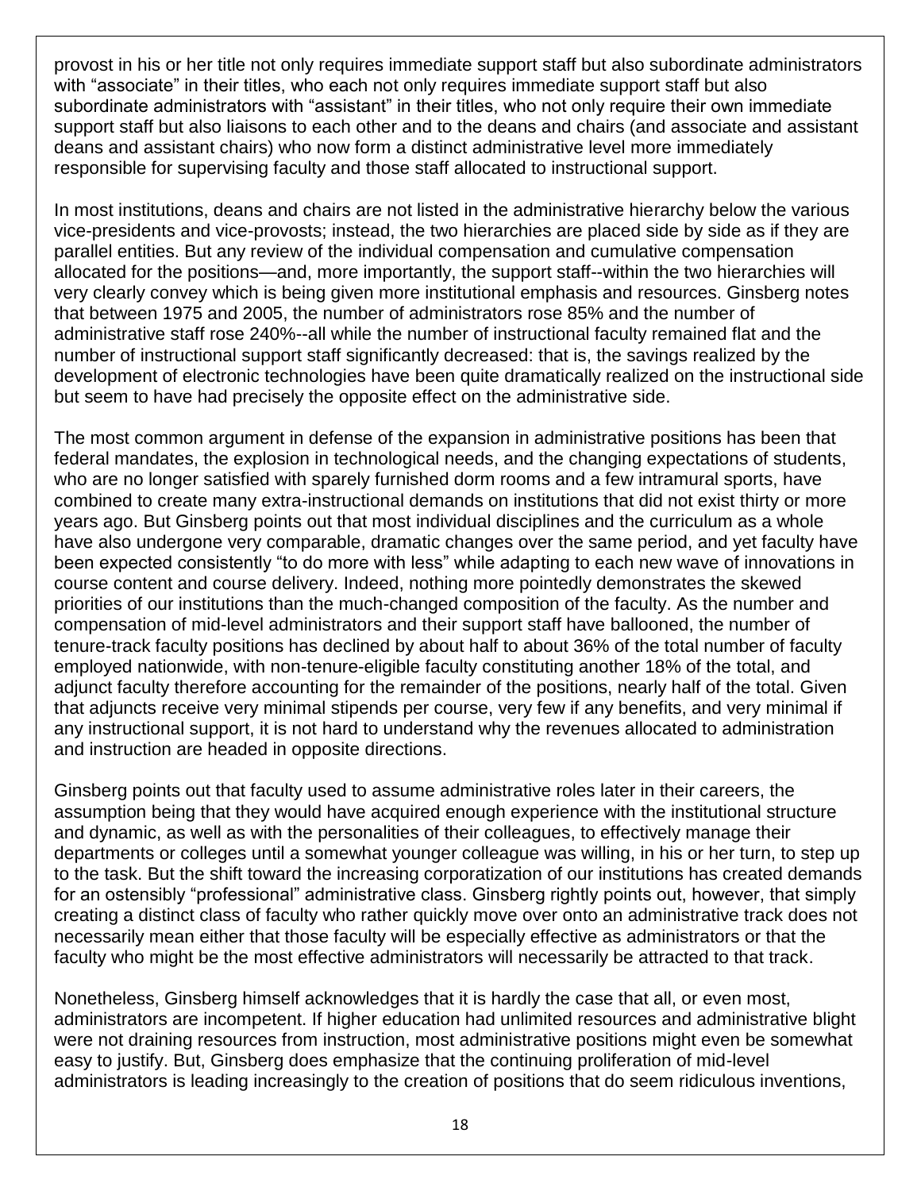provost in his or her title not only requires immediate support staff but also subordinate administrators with "associate" in their titles, who each not only requires immediate support staff but also subordinate administrators with "assistant" in their titles, who not only require their own immediate support staff but also liaisons to each other and to the deans and chairs (and associate and assistant deans and assistant chairs) who now form a distinct administrative level more immediately responsible for supervising faculty and those staff allocated to instructional support.

In most institutions, deans and chairs are not listed in the administrative hierarchy below the various vice-presidents and vice-provosts; instead, the two hierarchies are placed side by side as if they are parallel entities. But any review of the individual compensation and cumulative compensation allocated for the positions—and, more importantly, the support staff--within the two hierarchies will very clearly convey which is being given more institutional emphasis and resources. Ginsberg notes that between 1975 and 2005, the number of administrators rose 85% and the number of administrative staff rose 240%--all while the number of instructional faculty remained flat and the number of instructional support staff significantly decreased: that is, the savings realized by the development of electronic technologies have been quite dramatically realized on the instructional side but seem to have had precisely the opposite effect on the administrative side.

The most common argument in defense of the expansion in administrative positions has been that federal mandates, the explosion in technological needs, and the changing expectations of students, who are no longer satisfied with sparely furnished dorm rooms and a few intramural sports, have combined to create many extra-instructional demands on institutions that did not exist thirty or more years ago. But Ginsberg points out that most individual disciplines and the curriculum as a whole have also undergone very comparable, dramatic changes over the same period, and yet faculty have been expected consistently "to do more with less" while adapting to each new wave of innovations in course content and course delivery. Indeed, nothing more pointedly demonstrates the skewed priorities of our institutions than the much-changed composition of the faculty. As the number and compensation of mid-level administrators and their support staff have ballooned, the number of tenure-track faculty positions has declined by about half to about 36% of the total number of faculty employed nationwide, with non-tenure-eligible faculty constituting another 18% of the total, and adjunct faculty therefore accounting for the remainder of the positions, nearly half of the total. Given that adjuncts receive very minimal stipends per course, very few if any benefits, and very minimal if any instructional support, it is not hard to understand why the revenues allocated to administration and instruction are headed in opposite directions.

Ginsberg points out that faculty used to assume administrative roles later in their careers, the assumption being that they would have acquired enough experience with the institutional structure and dynamic, as well as with the personalities of their colleagues, to effectively manage their departments or colleges until a somewhat younger colleague was willing, in his or her turn, to step up to the task. But the shift toward the increasing corporatization of our institutions has created demands for an ostensibly "professional" administrative class. Ginsberg rightly points out, however, that simply creating a distinct class of faculty who rather quickly move over onto an administrative track does not necessarily mean either that those faculty will be especially effective as administrators or that the faculty who might be the most effective administrators will necessarily be attracted to that track.

Nonetheless, Ginsberg himself acknowledges that it is hardly the case that all, or even most, administrators are incompetent. If higher education had unlimited resources and administrative blight were not draining resources from instruction, most administrative positions might even be somewhat easy to justify. But, Ginsberg does emphasize that the continuing proliferation of mid-level administrators is leading increasingly to the creation of positions that do seem ridiculous inventions,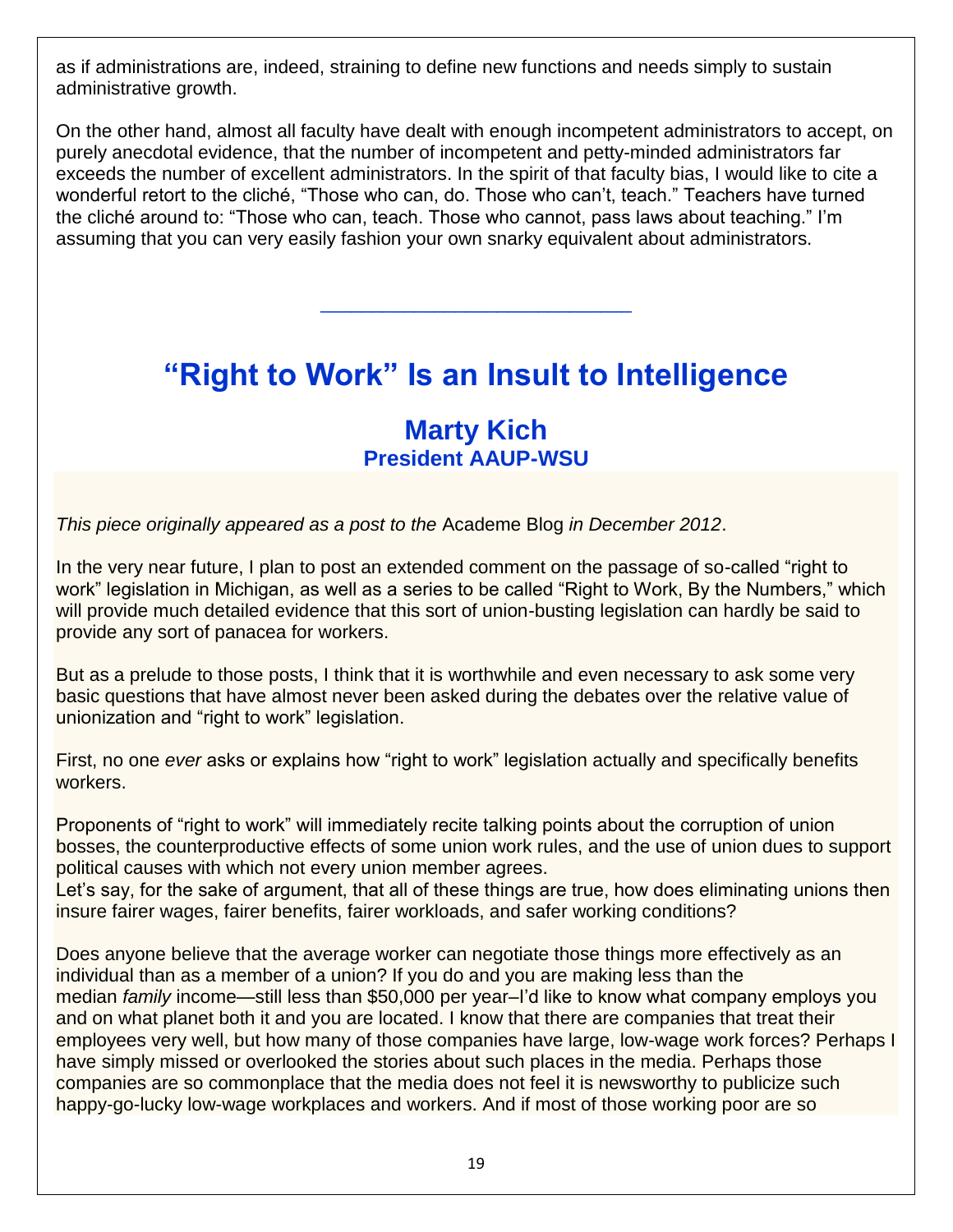as if administrations are, indeed, straining to define new functions and needs simply to sustain administrative growth.

On the other hand, almost all faculty have dealt with enough incompetent administrators to accept, on purely anecdotal evidence, that the number of incompetent and petty-minded administrators far exceeds the number of excellent administrators. In the spirit of that faculty bias, I would like to cite a wonderful retort to the cliché, "Those who can, do. Those who can't, teach." Teachers have turned the cliché around to: "Those who can, teach. Those who cannot, pass laws about teaching." I'm assuming that you can very easily fashion your own snarky equivalent about administrators.

---

# "Right to Work" Is an Insult to Intelligence

## Marty Kich

### President AAUP-WSU

*This piece originally appeared as a post to the* Academe Blog *in December 2012*.

In the very near future, I plan to post an extended comment on the passage of so-called "right to work" legislation in Michigan, as well as a series to be called "Right to Work, By the Numbers," which will provide much detailed evidence that this sort of union-busting legislation can hardly be said to provide any sort of panacea for workers.

But as a prelude to those posts, I think that it is worthwhile and even necessary to ask some very basic questions that have almost never been asked during the debates over the relative value of unionization and "right to work" legislation.

First, no one *ever* asks or explains how "right to work" legislation actually and specifically benefits workers.

Proponents of "right to work" will immediately recite talking points about the corruption of union bosses, the counterproductive effects of some union work rules, and the use of union dues to support political causes with which not every union member agrees.
Let's say, for the sake of argument, that all of these things are true, how does eliminating unions then insure fairer wages, fairer benefits, fairer workloads, and safer working conditions?

Does anyone believe that the average worker can negotiate those things more effectively as an individual than as a member of a union? If you do and you are making less than the median *family* income—still less than $50,000 per year–I'd like to know what company employs you and on what planet both it and you are located. I know that there are companies that treat their employees very well, but how many of those companies have large, low-wage work forces? Perhaps I have simply missed or overlooked the stories about such places in the media. Perhaps those companies are so commonplace that the media does not feel it is newsworthy to publicize such happy-go-lucky low-wage workplaces and workers. And if most of those working poor are so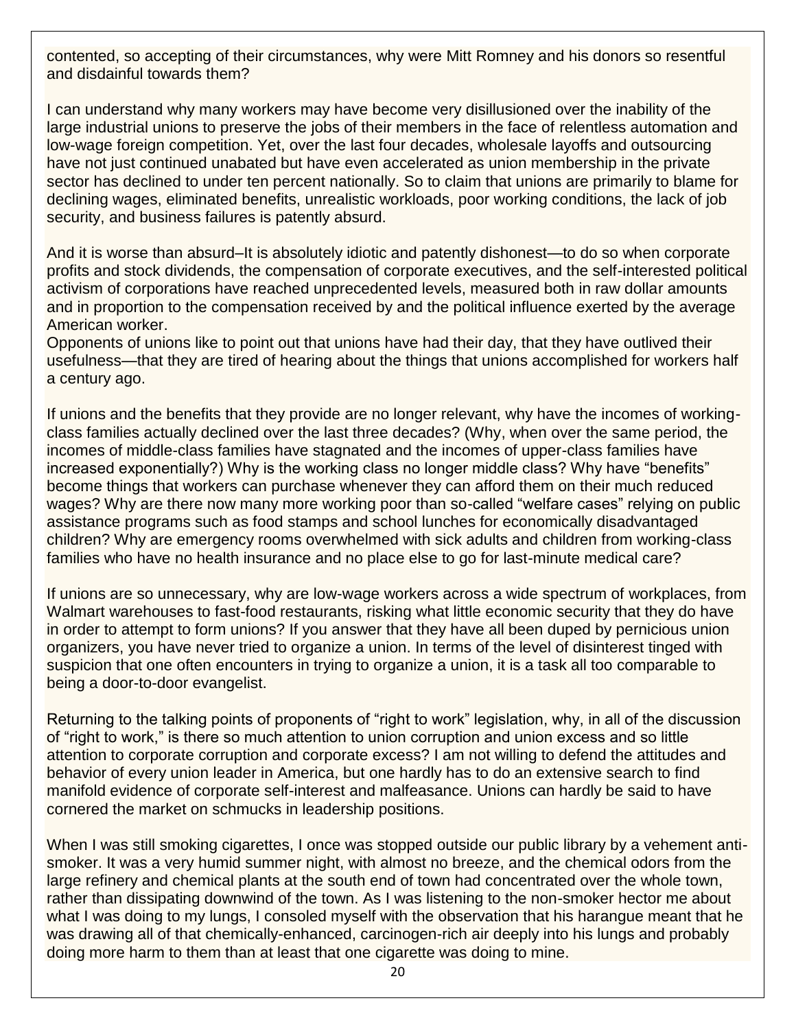contented, so accepting of their circumstances, why were Mitt Romney and his donors so resentful and disdainful towards them?

I can understand why many workers may have become very disillusioned over the inability of the large industrial unions to preserve the jobs of their members in the face of relentless automation and low-wage foreign competition. Yet, over the last four decades, wholesale layoffs and outsourcing have not just continued unabated but have even accelerated as union membership in the private sector has declined to under ten percent nationally. So to claim that unions are primarily to blame for declining wages, eliminated benefits, unrealistic workloads, poor working conditions, the lack of job security, and business failures is patently absurd.

And it is worse than absurd–It is absolutely idiotic and patently dishonest—to do so when corporate profits and stock dividends, the compensation of corporate executives, and the self-interested political activism of corporations have reached unprecedented levels, measured both in raw dollar amounts and in proportion to the compensation received by and the political influence exerted by the average American worker.

Opponents of unions like to point out that unions have had their day, that they have outlived their usefulness—that they are tired of hearing about the things that unions accomplished for workers half a century ago.

If unions and the benefits that they provide are no longer relevant, why have the incomes of working-class families actually declined over the last three decades? (Why, when over the same period, the incomes of middle-class families have stagnated and the incomes of upper-class families have increased exponentially?) Why is the working class no longer middle class? Why have "benefits" become things that workers can purchase whenever they can afford them on their much reduced wages? Why are there now many more working poor than so-called "welfare cases" relying on public assistance programs such as food stamps and school lunches for economically disadvantaged children? Why are emergency rooms overwhelmed with sick adults and children from working-class families who have no health insurance and no place else to go for last-minute medical care?

If unions are so unnecessary, why are low-wage workers across a wide spectrum of workplaces, from Walmart warehouses to fast-food restaurants, risking what little economic security that they do have in order to attempt to form unions? If you answer that they have all been duped by pernicious union organizers, you have never tried to organize a union. In terms of the level of disinterest tinged with suspicion that one often encounters in trying to organize a union, it is a task all too comparable to being a door-to-door evangelist.

Returning to the talking points of proponents of "right to work" legislation, why, in all of the discussion of "right to work," is there so much attention to union corruption and union excess and so little attention to corporate corruption and corporate excess? I am not willing to defend the attitudes and behavior of every union leader in America, but one hardly has to do an extensive search to find manifold evidence of corporate self-interest and malfeasance. Unions can hardly be said to have cornered the market on schmucks in leadership positions.

When I was still smoking cigarettes, I once was stopped outside our public library by a vehement anti-smoker. It was a very humid summer night, with almost no breeze, and the chemical odors from the large refinery and chemical plants at the south end of town had concentrated over the whole town, rather than dissipating downwind of the town. As I was listening to the non-smoker hector me about what I was doing to my lungs, I consoled myself with the observation that his harangue meant that he was drawing all of that chemically-enhanced, carcinogen-rich air deeply into his lungs and probably doing more harm to them than at least that one cigarette was doing to mine.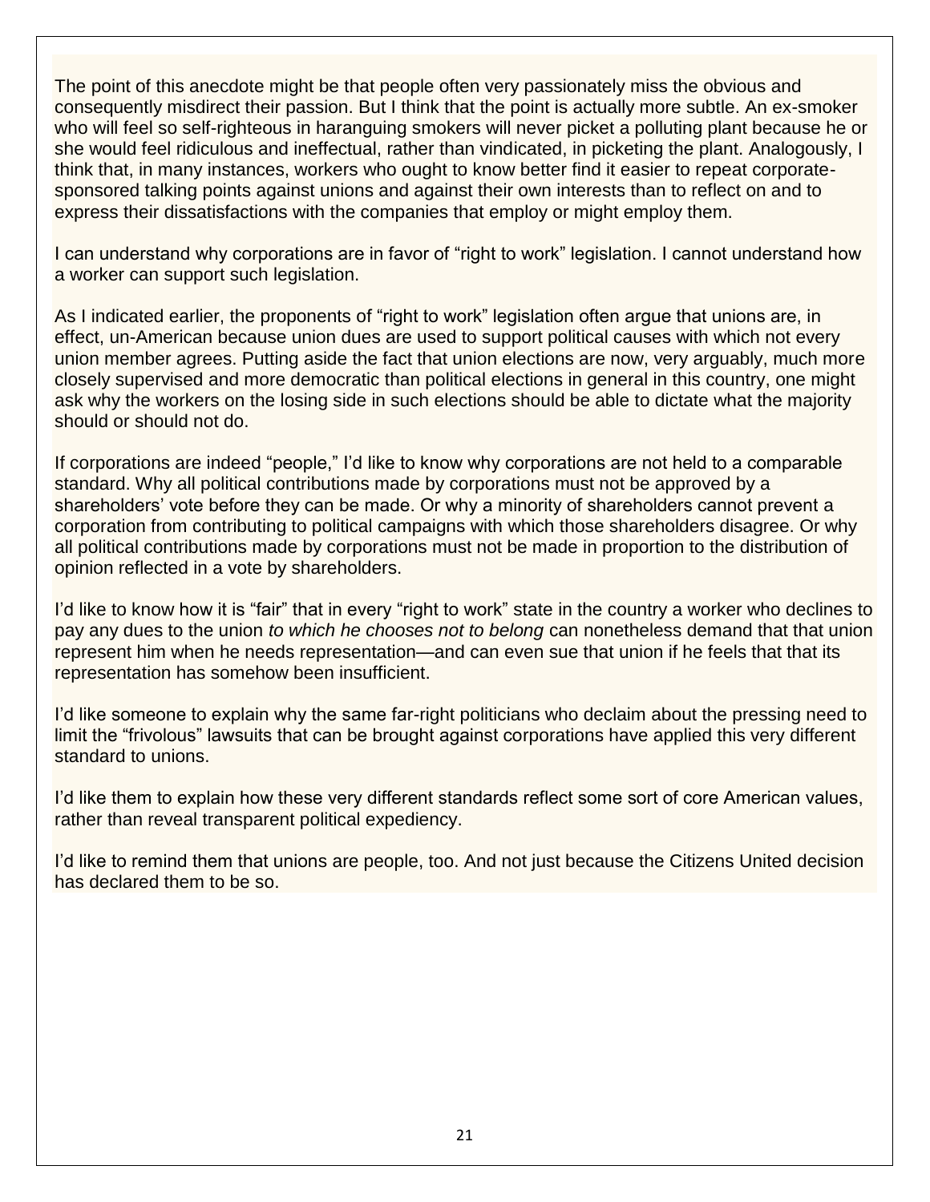The point of this anecdote might be that people often very passionately miss the obvious and consequently misdirect their passion. But I think that the point is actually more subtle. An ex-smoker who will feel so self-righteous in haranguing smokers will never picket a polluting plant because he or she would feel ridiculous and ineffectual, rather than vindicated, in picketing the plant. Analogously, I think that, in many instances, workers who ought to know better find it easier to repeat corporate-sponsored talking points against unions and against their own interests than to reflect on and to express their dissatisfactions with the companies that employ or might employ them.

I can understand why corporations are in favor of "right to work" legislation. I cannot understand how a worker can support such legislation.

As I indicated earlier, the proponents of "right to work" legislation often argue that unions are, in effect, un-American because union dues are used to support political causes with which not every union member agrees. Putting aside the fact that union elections are now, very arguably, much more closely supervised and more democratic than political elections in general in this country, one might ask why the workers on the losing side in such elections should be able to dictate what the majority should or should not do.

If corporations are indeed "people," I'd like to know why corporations are not held to a comparable standard. Why all political contributions made by corporations must not be approved by a shareholders' vote before they can be made. Or why a minority of shareholders cannot prevent a corporation from contributing to political campaigns with which those shareholders disagree. Or why all political contributions made by corporations must not be made in proportion to the distribution of opinion reflected in a vote by shareholders.

I'd like to know how it is "fair" that in every "right to work" state in the country a worker who declines to pay any dues to the union *to which he chooses not to belong* can nonetheless demand that that union represent him when he needs representation—and can even sue that union if he feels that that its representation has somehow been insufficient.

I'd like someone to explain why the same far-right politicians who declaim about the pressing need to limit the "frivolous" lawsuits that can be brought against corporations have applied this very different standard to unions.

I'd like them to explain how these very different standards reflect some sort of core American values, rather than reveal transparent political expediency.

I'd like to remind them that unions are people, too. And not just because the Citizens United decision has declared them to be so.